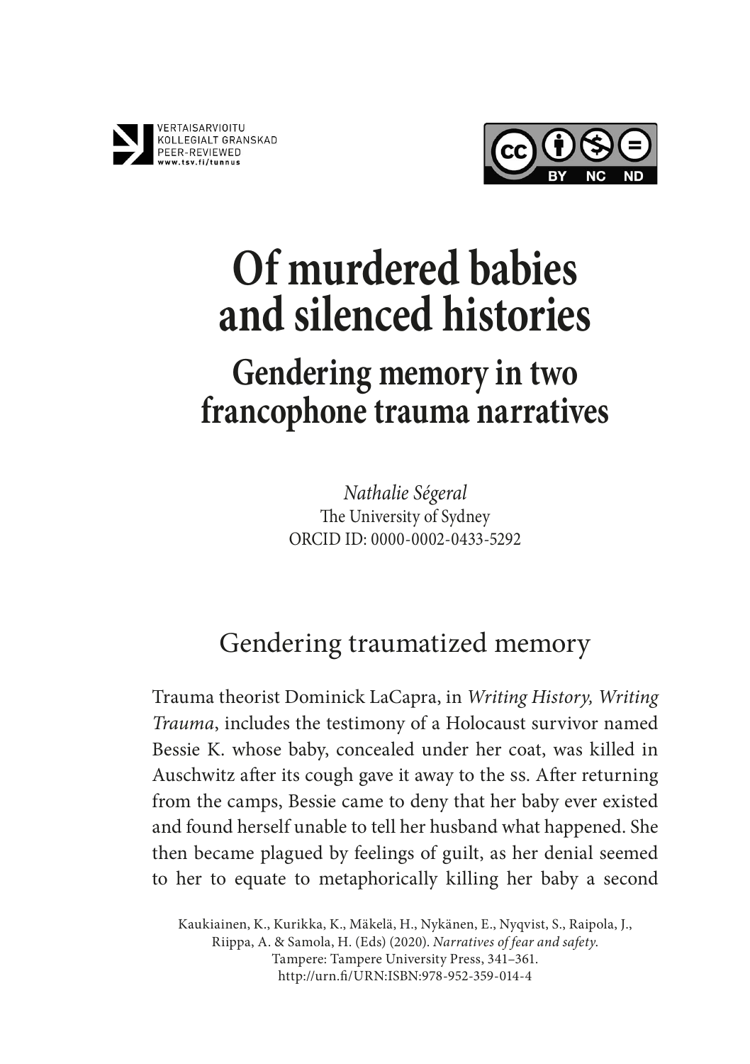VERTAISARVIOITU
KOLLEGIALT GRANSKAD
PEER-REVIEWED
www.tsv.fi/tunnus

# Of murdered babies and silenced histories

## Gendering memory in two francophone trauma narratives

*Nathalie Ségeral*
The University of Sydney
ORCID ID: 0000-0002-0433-5292

## Gendering traumatized memory

Trauma theorist Dominick LaCapra, in *Writing History, Writing Trauma*, includes the testimony of a Holocaust survivor named Bessie K. whose baby, concealed under her coat, was killed in Auschwitz after its cough gave it away to the ss. After returning from the camps, Bessie came to deny that her baby ever existed and found herself unable to tell her husband what happened. She then became plagued by feelings of guilt, as her denial seemed to her to equate to metaphorically killing her baby a second

Kaukiainen, K., Kurikka, K., Mäkelä, H., Nykänen, E., Nyqvist, S., Raipola, J., Riippa, A. & Samola, H. (Eds) (2020). *Narratives of fear and safety.* Tampere: Tampere University Press, 341–361. http://urn.fi/URN:ISBN:978-952-359-014-4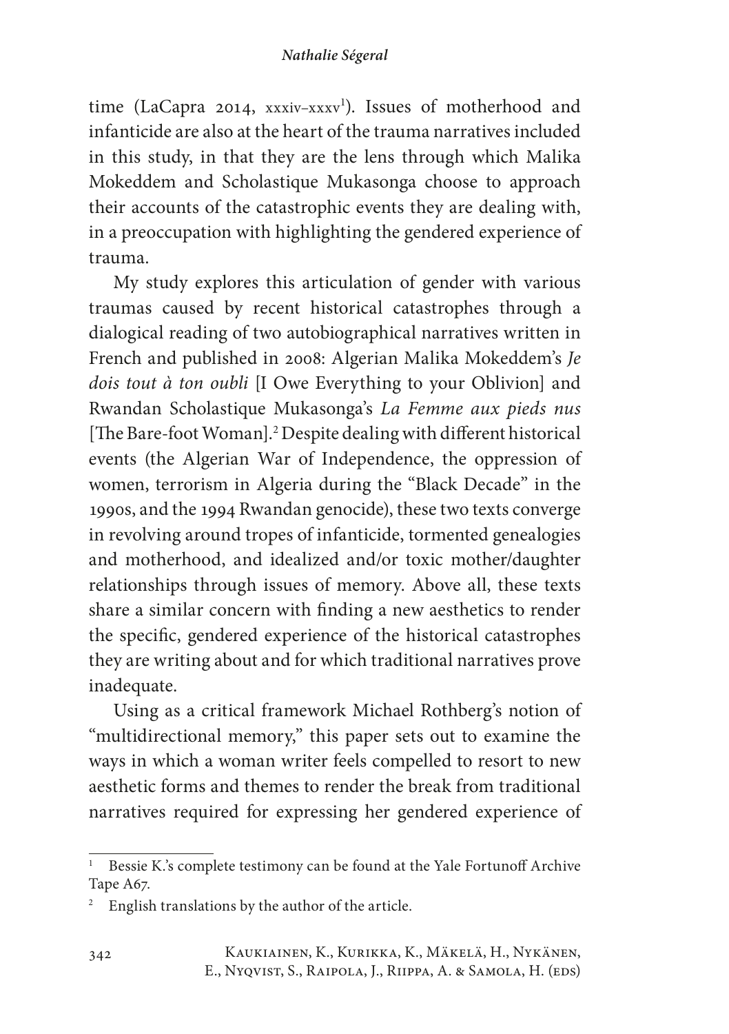time (LaCapra 2014, xxxiv–xxxv[1]). Issues of motherhood and infanticide are also at the heart of the trauma narratives included in this study, in that they are the lens through which Malika Mokeddem and Scholastique Mukasonga choose to approach their accounts of the catastrophic events they are dealing with, in a preoccupation with highlighting the gendered experience of trauma.

My study explores this articulation of gender with various traumas caused by recent historical catastrophes through a dialogical reading of two autobiographical narratives written in French and published in 2008: Algerian Malika Mokeddem's *Je dois tout à ton oubli* [I Owe Everything to your Oblivion] and Rwandan Scholastique Mukasonga's *La Femme aux pieds nus* [The Bare-foot Woman].[2] Despite dealing with different historical events (the Algerian War of Independence, the oppression of women, terrorism in Algeria during the "Black Decade" in the 1990s, and the 1994 Rwandan genocide), these two texts converge in revolving around tropes of infanticide, tormented genealogies and motherhood, and idealized and/or toxic mother/daughter relationships through issues of memory. Above all, these texts share a similar concern with finding a new aesthetics to render the specific, gendered experience of the historical catastrophes they are writing about and for which traditional narratives prove inadequate.

Using as a critical framework Michael Rothberg's notion of "multidirectional memory," this paper sets out to examine the ways in which a woman writer feels compelled to resort to new aesthetic forms and themes to render the break from traditional narratives required for expressing her gendered experience of

---

[1] Bessie K.'s complete testimony can be found at the Yale Fortunoff Archive Tape A67.

[2] English translations by the author of the article.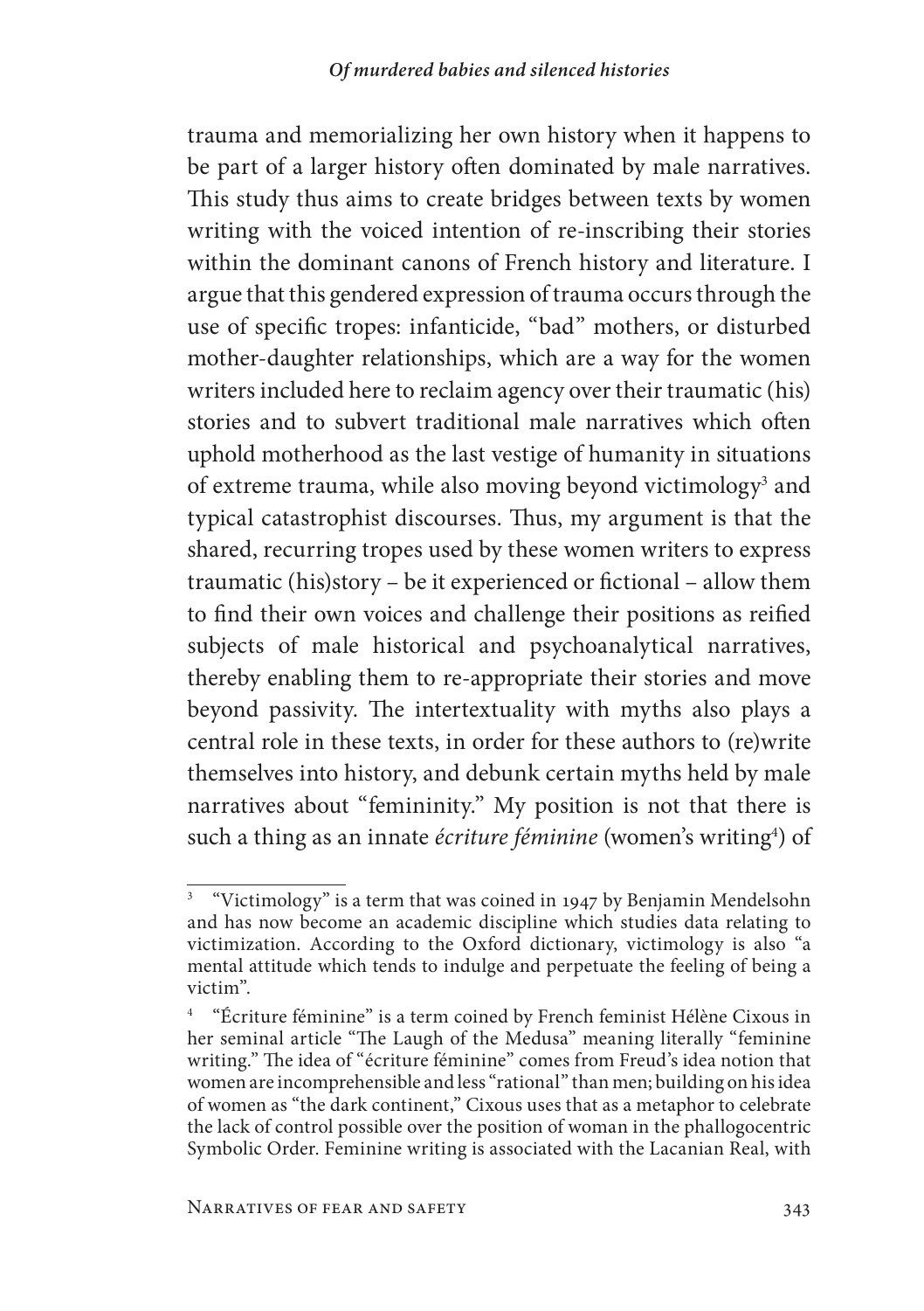trauma and memorializing her own history when it happens to be part of a larger history often dominated by male narratives. This study thus aims to create bridges between texts by women writing with the voiced intention of re-inscribing their stories within the dominant canons of French history and literature. I argue that this gendered expression of trauma occurs through the use of specific tropes: infanticide, "bad" mothers, or disturbed mother-daughter relationships, which are a way for the women writers included here to reclaim agency over their traumatic (his) stories and to subvert traditional male narratives which often uphold motherhood as the last vestige of humanity in situations of extreme trauma, while also moving beyond victimology[3] and typical catastrophist discourses. Thus, my argument is that the shared, recurring tropes used by these women writers to express traumatic (his)story – be it experienced or fictional – allow them to find their own voices and challenge their positions as reified subjects of male historical and psychoanalytical narratives, thereby enabling them to re-appropriate their stories and move beyond passivity. The intertextuality with myths also plays a central role in these texts, in order for these authors to (re)write themselves into history, and debunk certain myths held by male narratives about "femininity." My position is not that there is such a thing as an innate *écriture féminine* (women's writing[4]) of

---

[3] "Victimology" is a term that was coined in 1947 by Benjamin Mendelsohn and has now become an academic discipline which studies data relating to victimization. According to the Oxford dictionary, victimology is also "a mental attitude which tends to indulge and perpetuate the feeling of being a victim".

[4] "Écriture féminine" is a term coined by French feminist Hélène Cixous in her seminal article "The Laugh of the Medusa" meaning literally "feminine writing." The idea of "écriture féminine" comes from Freud's idea notion that women are incomprehensible and less "rational" than men; building on his idea of women as "the dark continent," Cixous uses that as a metaphor to celebrate the lack of control possible over the position of woman in the phallogocentric Symbolic Order. Feminine writing is associated with the Lacanian Real, with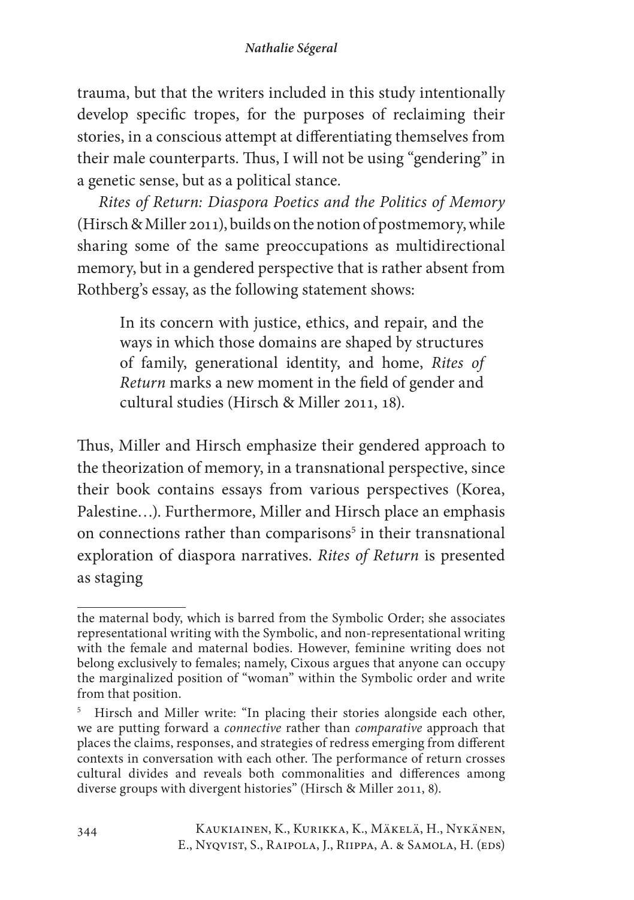trauma, but that the writers included in this study intentionally develop specific tropes, for the purposes of reclaiming their stories, in a conscious attempt at differentiating themselves from their male counterparts. Thus, I will not be using "gendering" in a genetic sense, but as a political stance.

*Rites of Return: Diaspora Poetics and the Politics of Memory* (Hirsch & Miller 2011), builds on the notion of postmemory, while sharing some of the same preoccupations as multidirectional memory, but in a gendered perspective that is rather absent from Rothberg's essay, as the following statement shows:

> In its concern with justice, ethics, and repair, and the ways in which those domains are shaped by structures of family, generational identity, and home, *Rites of Return* marks a new moment in the field of gender and cultural studies (Hirsch & Miller 2011, 18).

Thus, Miller and Hirsch emphasize their gendered approach to the theorization of memory, in a transnational perspective, since their book contains essays from various perspectives (Korea, Palestine…). Furthermore, Miller and Hirsch place an emphasis on connections rather than comparisons[5] in their transnational exploration of diaspora narratives. *Rites of Return* is presented as staging

---

the maternal body, which is barred from the Symbolic Order; she associates representational writing with the Symbolic, and non-representational writing with the female and maternal bodies. However, feminine writing does not belong exclusively to females; namely, Cixous argues that anyone can occupy the marginalized position of "woman" within the Symbolic order and write from that position.

[5] Hirsch and Miller write: "In placing their stories alongside each other, we are putting forward a *connective* rather than *comparative* approach that places the claims, responses, and strategies of redress emerging from different contexts in conversation with each other. The performance of return crosses cultural divides and reveals both commonalities and differences among diverse groups with divergent histories" (Hirsch & Miller 2011, 8).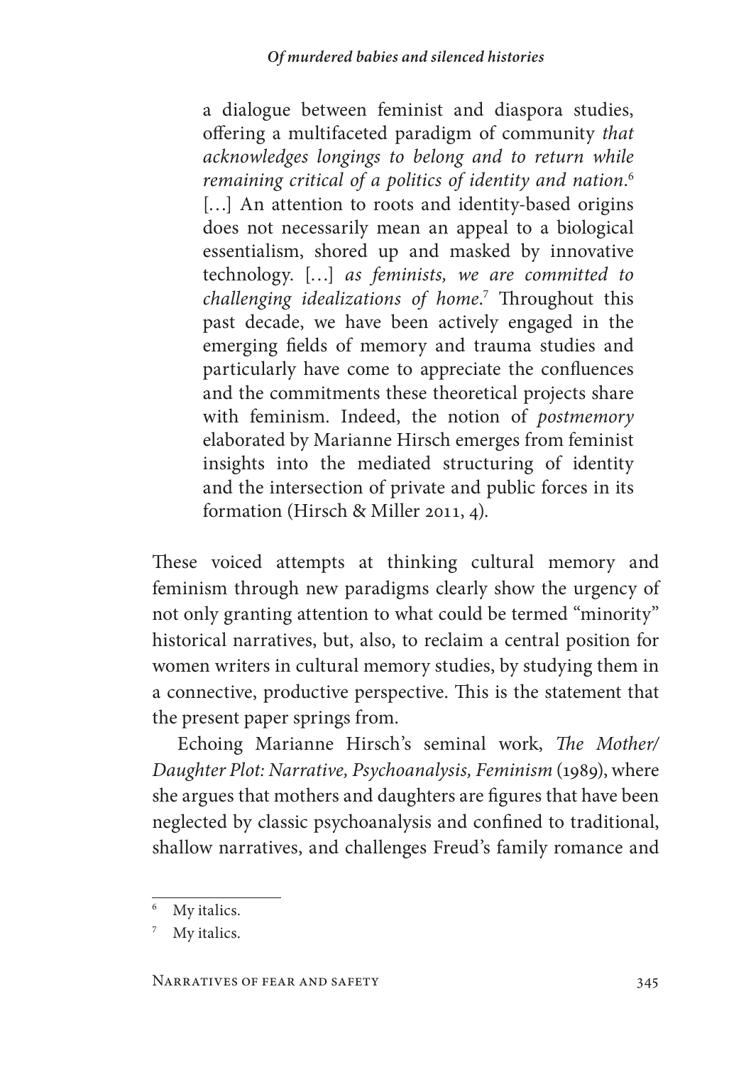> a dialogue between feminist and diaspora studies, offering a multifaceted paradigm of community *that acknowledges longings to belong and to return while remaining critical of a politics of identity and nation*.[6] […] An attention to roots and identity-based origins does not necessarily mean an appeal to a biological essentialism, shored up and masked by innovative technology. […] *as feminists, we are committed to challenging idealizations of home*.[7] Throughout this past decade, we have been actively engaged in the emerging fields of memory and trauma studies and particularly have come to appreciate the confluences and the commitments these theoretical projects share with feminism. Indeed, the notion of *postmemory* elaborated by Marianne Hirsch emerges from feminist insights into the mediated structuring of identity and the intersection of private and public forces in its formation (Hirsch & Miller 2011, 4).

These voiced attempts at thinking cultural memory and feminism through new paradigms clearly show the urgency of not only granting attention to what could be termed "minority" historical narratives, but, also, to reclaim a central position for women writers in cultural memory studies, by studying them in a connective, productive perspective. This is the statement that the present paper springs from.

Echoing Marianne Hirsch's seminal work, *The Mother/Daughter Plot: Narrative, Psychoanalysis, Feminism* (1989), where she argues that mothers and daughters are figures that have been neglected by classic psychoanalysis and confined to traditional, shallow narratives, and challenges Freud's family romance and

---

[6] My italics.

[7] My italics.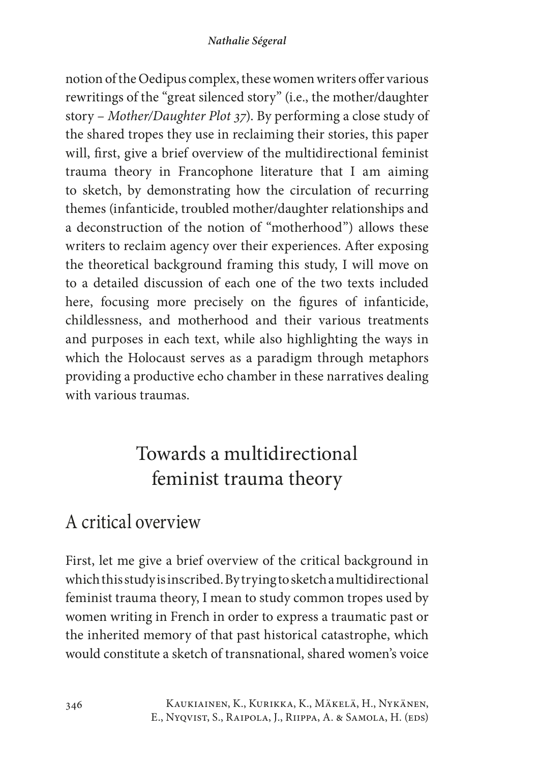notion of the Oedipus complex, these women writers offer various rewritings of the "great silenced story" (i.e., the mother/daughter story – *Mother/Daughter Plot 37*). By performing a close study of the shared tropes they use in reclaiming their stories, this paper will, first, give a brief overview of the multidirectional feminist trauma theory in Francophone literature that I am aiming to sketch, by demonstrating how the circulation of recurring themes (infanticide, troubled mother/daughter relationships and a deconstruction of the notion of "motherhood") allows these writers to reclaim agency over their experiences. After exposing the theoretical background framing this study, I will move on to a detailed discussion of each one of the two texts included here, focusing more precisely on the figures of infanticide, childlessness, and motherhood and their various treatments and purposes in each text, while also highlighting the ways in which the Holocaust serves as a paradigm through metaphors providing a productive echo chamber in these narratives dealing with various traumas.

# Towards a multidirectional feminist trauma theory

## A critical overview

First, let me give a brief overview of the critical background in which this study is inscribed. By trying to sketch a multidirectional feminist trauma theory, I mean to study common tropes used by women writing in French in order to express a traumatic past or the inherited memory of that past historical catastrophe, which would constitute a sketch of transnational, shared women's voice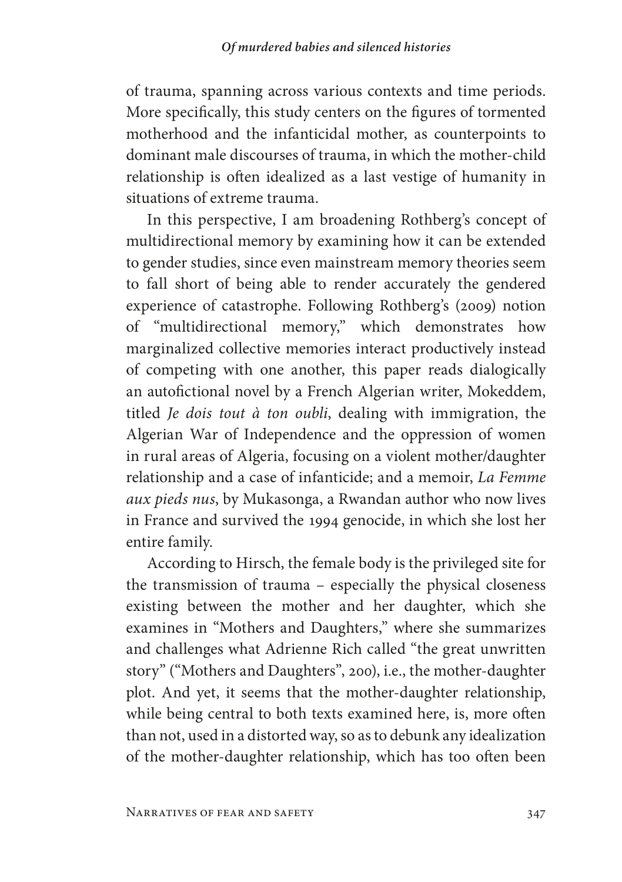of trauma, spanning across various contexts and time periods. More specifically, this study centers on the figures of tormented motherhood and the infanticidal mother, as counterpoints to dominant male discourses of trauma, in which the mother-child relationship is often idealized as a last vestige of humanity in situations of extreme trauma.

In this perspective, I am broadening Rothberg's concept of multidirectional memory by examining how it can be extended to gender studies, since even mainstream memory theories seem to fall short of being able to render accurately the gendered experience of catastrophe. Following Rothberg's (2009) notion of "multidirectional memory," which demonstrates how marginalized collective memories interact productively instead of competing with one another, this paper reads dialogically an autofictional novel by a French Algerian writer, Mokeddem, titled *Je dois tout à ton oubli*, dealing with immigration, the Algerian War of Independence and the oppression of women in rural areas of Algeria, focusing on a violent mother/daughter relationship and a case of infanticide; and a memoir, *La Femme aux pieds nus*, by Mukasonga, a Rwandan author who now lives in France and survived the 1994 genocide, in which she lost her entire family.

According to Hirsch, the female body is the privileged site for the transmission of trauma – especially the physical closeness existing between the mother and her daughter, which she examines in "Mothers and Daughters," where she summarizes and challenges what Adrienne Rich called "the great unwritten story" ("Mothers and Daughters", 200), i.e., the mother-daughter plot. And yet, it seems that the mother-daughter relationship, while being central to both texts examined here, is, more often than not, used in a distorted way, so as to debunk any idealization of the mother-daughter relationship, which has too often been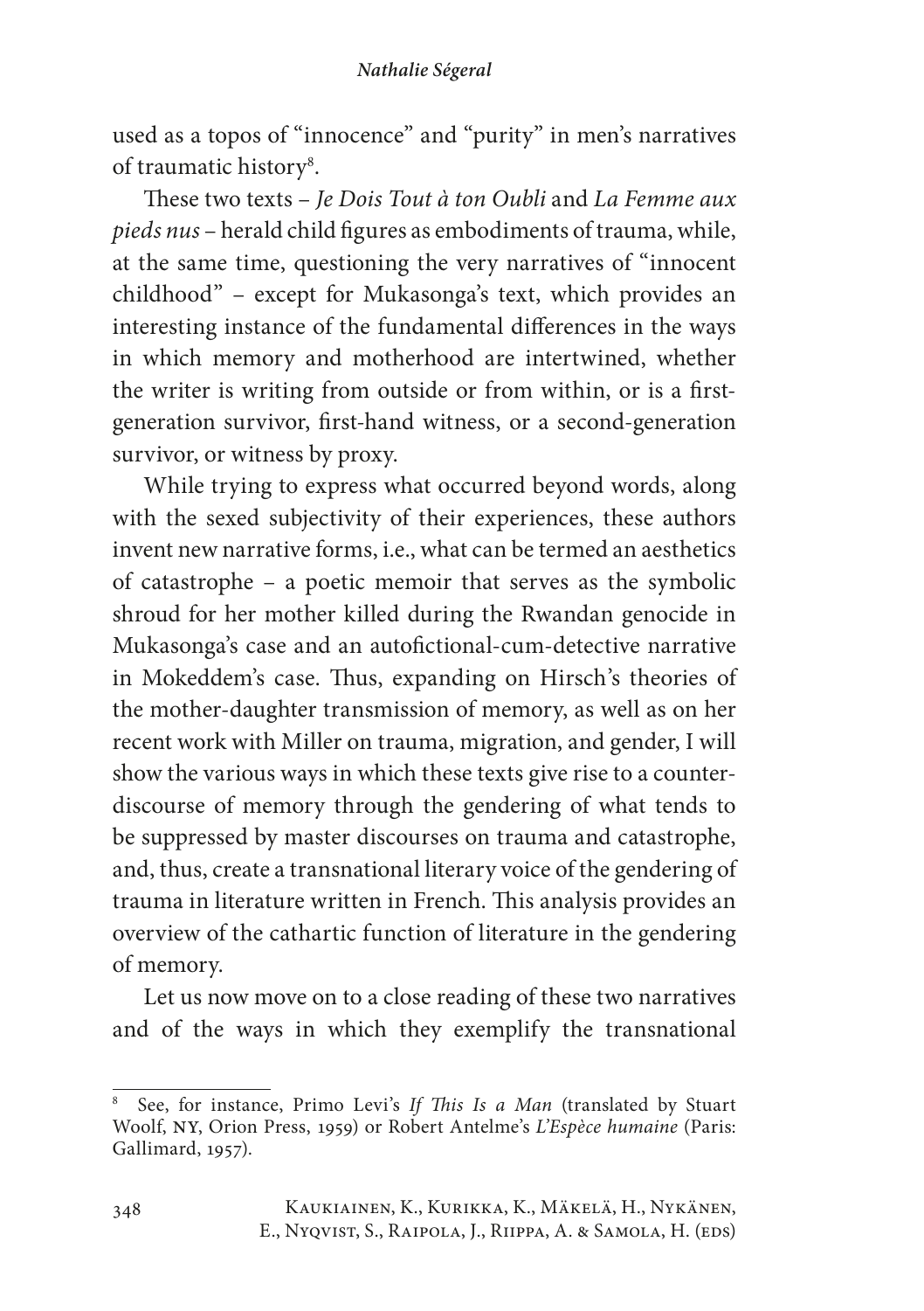used as a topos of "innocence" and "purity" in men's narratives of traumatic history[8].

These two texts – *Je Dois Tout à ton Oubli* and *La Femme aux pieds nus* – herald child figures as embodiments of trauma, while, at the same time, questioning the very narratives of "innocent childhood" – except for Mukasonga's text, which provides an interesting instance of the fundamental differences in the ways in which memory and motherhood are intertwined, whether the writer is writing from outside or from within, or is a first-generation survivor, first-hand witness, or a second-generation survivor, or witness by proxy.

While trying to express what occurred beyond words, along with the sexed subjectivity of their experiences, these authors invent new narrative forms, i.e., what can be termed an aesthetics of catastrophe – a poetic memoir that serves as the symbolic shroud for her mother killed during the Rwandan genocide in Mukasonga's case and an autofictional-cum-detective narrative in Mokeddem's case. Thus, expanding on Hirsch's theories of the mother-daughter transmission of memory, as well as on her recent work with Miller on trauma, migration, and gender, I will show the various ways in which these texts give rise to a counter-discourse of memory through the gendering of what tends to be suppressed by master discourses on trauma and catastrophe, and, thus, create a transnational literary voice of the gendering of trauma in literature written in French. This analysis provides an overview of the cathartic function of literature in the gendering of memory.

Let us now move on to a close reading of these two narratives and of the ways in which they exemplify the transnational

---

[8] See, for instance, Primo Levi's *If This Is a Man* (translated by Stuart Woolf, NY, Orion Press, 1959) or Robert Antelme's *L'Espèce humaine* (Paris: Gallimard, 1957).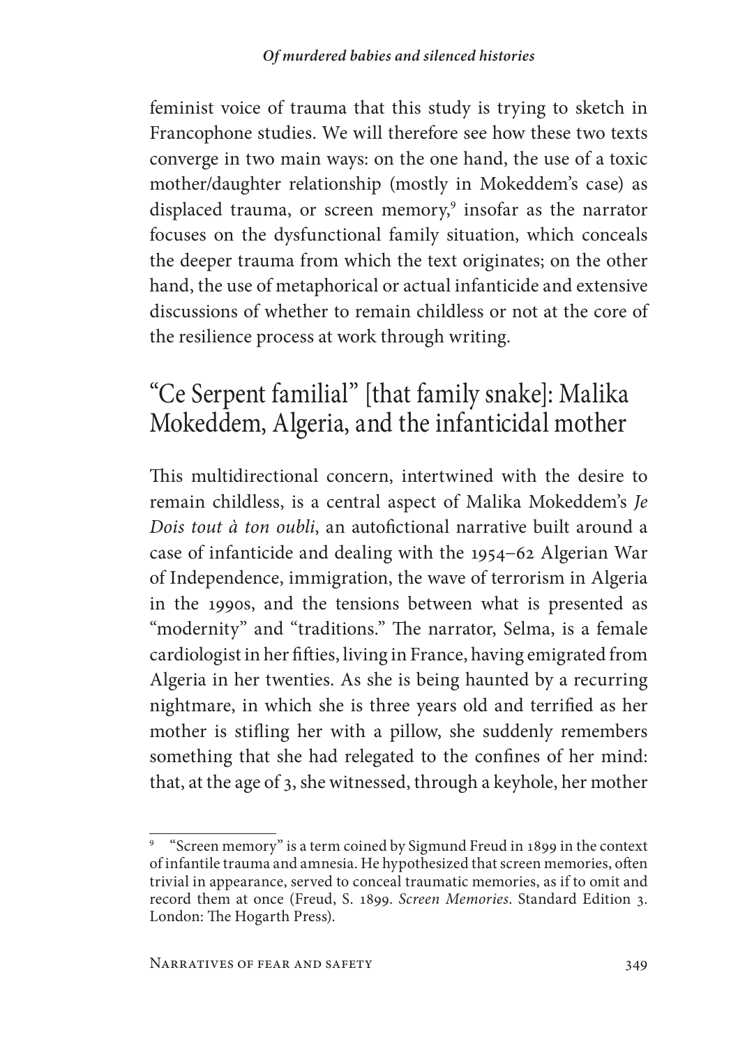feminist voice of trauma that this study is trying to sketch in Francophone studies. We will therefore see how these two texts converge in two main ways: on the one hand, the use of a toxic mother/daughter relationship (mostly in Mokeddem's case) as displaced trauma, or screen memory,[9] insofar as the narrator focuses on the dysfunctional family situation, which conceals the deeper trauma from which the text originates; on the other hand, the use of metaphorical or actual infanticide and extensive discussions of whether to remain childless or not at the core of the resilience process at work through writing.

## "Ce Serpent familial" [that family snake]: Malika Mokeddem, Algeria, and the infanticidal mother

This multidirectional concern, intertwined with the desire to remain childless, is a central aspect of Malika Mokeddem's *Je Dois tout à ton oubli*, an autofictional narrative built around a case of infanticide and dealing with the 1954–62 Algerian War of Independence, immigration, the wave of terrorism in Algeria in the 1990s, and the tensions between what is presented as "modernity" and "traditions." The narrator, Selma, is a female cardiologist in her fifties, living in France, having emigrated from Algeria in her twenties. As she is being haunted by a recurring nightmare, in which she is three years old and terrified as her mother is stifling her with a pillow, she suddenly remembers something that she had relegated to the confines of her mind: that, at the age of 3, she witnessed, through a keyhole, her mother

---

[9] "Screen memory" is a term coined by Sigmund Freud in 1899 in the context of infantile trauma and amnesia. He hypothesized that screen memories, often trivial in appearance, served to conceal traumatic memories, as if to omit and record them at once (Freud, S. 1899. *Screen Memories*. Standard Edition 3. London: The Hogarth Press).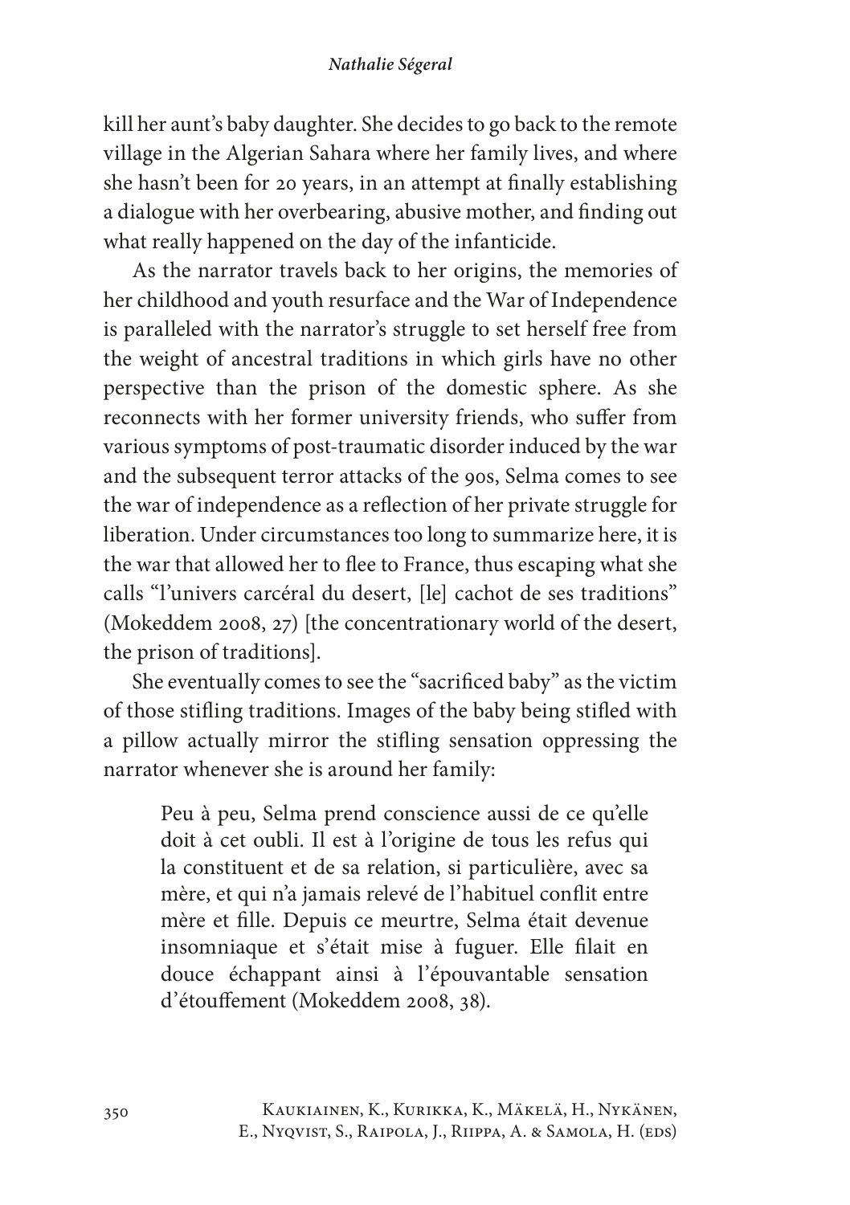kill her aunt's baby daughter. She decides to go back to the remote village in the Algerian Sahara where her family lives, and where she hasn't been for 20 years, in an attempt at finally establishing a dialogue with her overbearing, abusive mother, and finding out what really happened on the day of the infanticide.

As the narrator travels back to her origins, the memories of her childhood and youth resurface and the War of Independence is paralleled with the narrator's struggle to set herself free from the weight of ancestral traditions in which girls have no other perspective than the prison of the domestic sphere. As she reconnects with her former university friends, who suffer from various symptoms of post-traumatic disorder induced by the war and the subsequent terror attacks of the 90s, Selma comes to see the war of independence as a reflection of her private struggle for liberation. Under circumstances too long to summarize here, it is the war that allowed her to flee to France, thus escaping what she calls "l'univers carcéral du desert, [le] cachot de ses traditions" (Mokeddem 2008, 27) [the concentrationary world of the desert, the prison of traditions].

She eventually comes to see the "sacrificed baby" as the victim of those stifling traditions. Images of the baby being stifled with a pillow actually mirror the stifling sensation oppressing the narrator whenever she is around her family:

> Peu à peu, Selma prend conscience aussi de ce qu'elle doit à cet oubli. Il est à l'origine de tous les refus qui la constituent et de sa relation, si particulière, avec sa mère, et qui n'a jamais relevé de l'habituel conflit entre mère et fille. Depuis ce meurtre, Selma était devenue insomniaque et s'était mise à fuguer. Elle filait en douce échappant ainsi à l'épouvantable sensation d'étouffement (Mokeddem 2008, 38).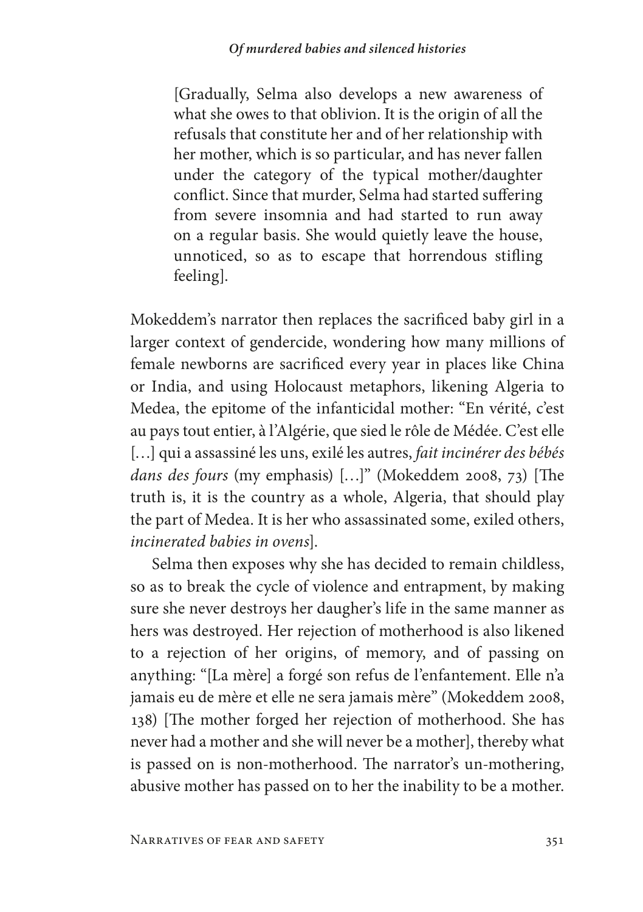> [Gradually, Selma also develops a new awareness of what she owes to that oblivion. It is the origin of all the refusals that constitute her and of her relationship with her mother, which is so particular, and has never fallen under the category of the typical mother/daughter conflict. Since that murder, Selma had started suffering from severe insomnia and had started to run away on a regular basis. She would quietly leave the house, unnoticed, so as to escape that horrendous stifling feeling].

Mokeddem's narrator then replaces the sacrificed baby girl in a larger context of gendercide, wondering how many millions of female newborns are sacrificed every year in places like China or India, and using Holocaust metaphors, likening Algeria to Medea, the epitome of the infanticidal mother: "En vérité, c'est au pays tout entier, à l'Algérie, que sied le rôle de Médée. C'est elle […] qui a assassiné les uns, exilé les autres, *fait incinérer des bébés dans des fours* (my emphasis) […]" (Mokeddem 2008, 73) [The truth is, it is the country as a whole, Algeria, that should play the part of Medea. It is her who assassinated some, exiled others, *incinerated babies in ovens*].

Selma then exposes why she has decided to remain childless, so as to break the cycle of violence and entrapment, by making sure she never destroys her daugher's life in the same manner as hers was destroyed. Her rejection of motherhood is also likened to a rejection of her origins, of memory, and of passing on anything: "[La mère] a forgé son refus de l'enfantement. Elle n'a jamais eu de mère et elle ne sera jamais mère" (Mokeddem 2008, 138) [The mother forged her rejection of motherhood. She has never had a mother and she will never be a mother], thereby what is passed on is non-motherhood. The narrator's un-mothering, abusive mother has passed on to her the inability to be a mother.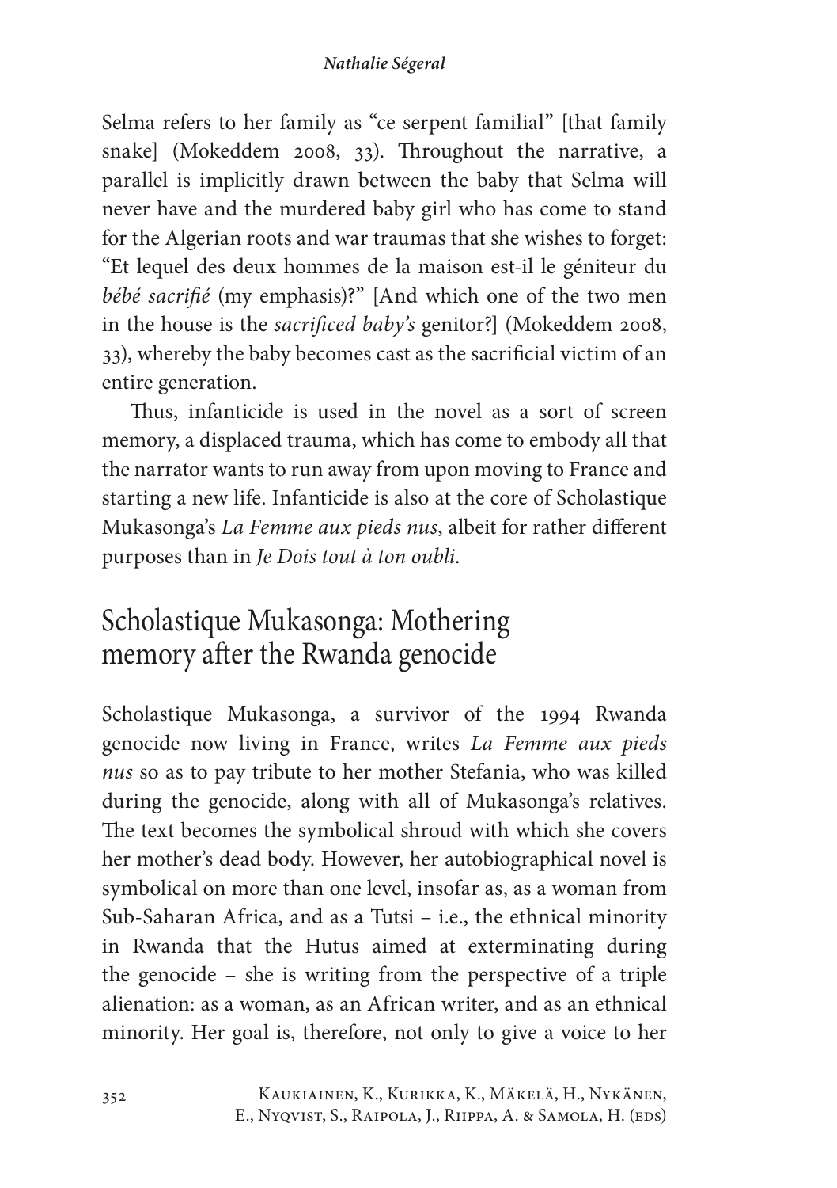Selma refers to her family as "ce serpent familial" [that family snake] (Mokeddem 2008, 33). Throughout the narrative, a parallel is implicitly drawn between the baby that Selma will never have and the murdered baby girl who has come to stand for the Algerian roots and war traumas that she wishes to forget: "Et lequel des deux hommes de la maison est-il le géniteur du *bébé sacrifié* (my emphasis)?" [And which one of the two men in the house is the *sacrificed baby's* genitor?] (Mokeddem 2008, 33), whereby the baby becomes cast as the sacrificial victim of an entire generation.

Thus, infanticide is used in the novel as a sort of screen memory, a displaced trauma, which has come to embody all that the narrator wants to run away from upon moving to France and starting a new life. Infanticide is also at the core of Scholastique Mukasonga's *La Femme aux pieds nus*, albeit for rather different purposes than in *Je Dois tout à ton oubli*.

## Scholastique Mukasonga: Mothering memory after the Rwanda genocide

Scholastique Mukasonga, a survivor of the 1994 Rwanda genocide now living in France, writes *La Femme aux pieds nus* so as to pay tribute to her mother Stefania, who was killed during the genocide, along with all of Mukasonga's relatives. The text becomes the symbolical shroud with which she covers her mother's dead body. However, her autobiographical novel is symbolical on more than one level, insofar as, as a woman from Sub-Saharan Africa, and as a Tutsi – i.e., the ethnical minority in Rwanda that the Hutus aimed at exterminating during the genocide – she is writing from the perspective of a triple alienation: as a woman, as an African writer, and as an ethnical minority. Her goal is, therefore, not only to give a voice to her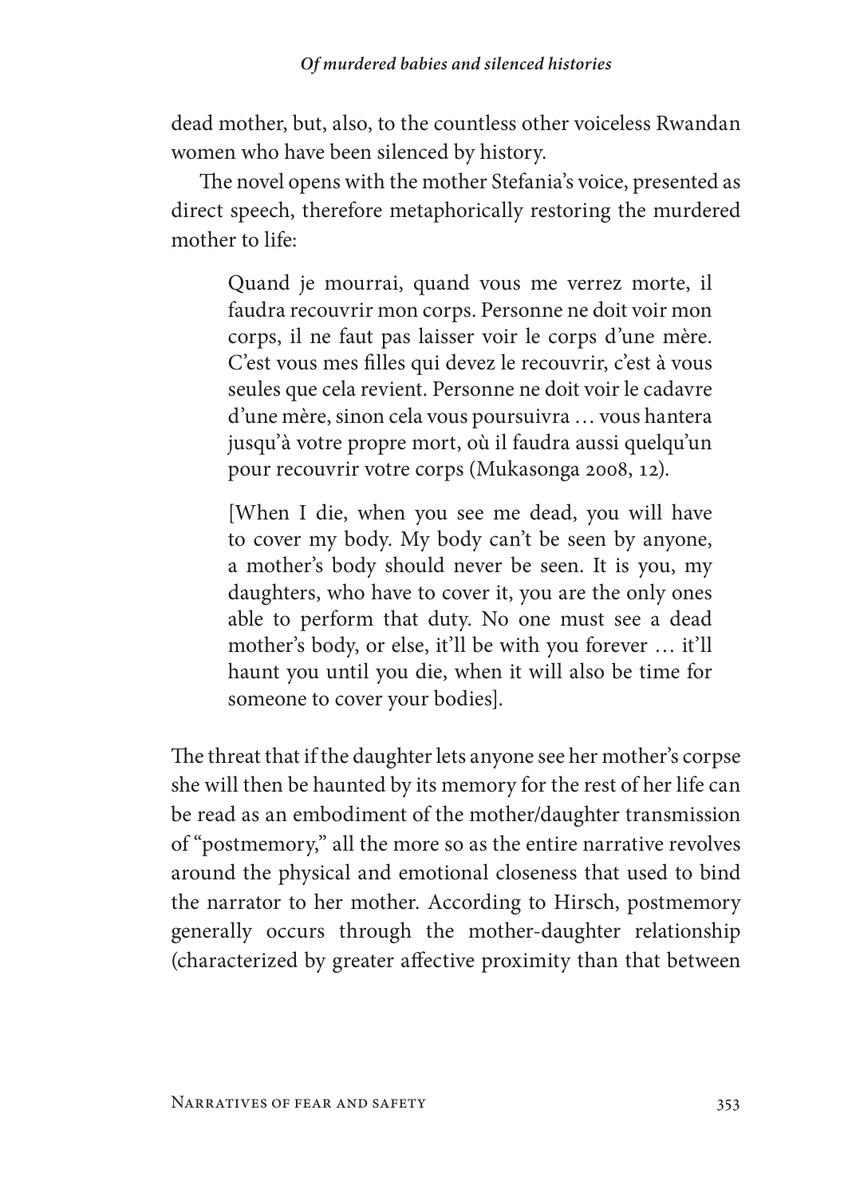dead mother, but, also, to the countless other voiceless Rwandan women who have been silenced by history.

The novel opens with the mother Stefania's voice, presented as direct speech, therefore metaphorically restoring the murdered mother to life:

> Quand je mourrai, quand vous me verrez morte, il faudra recouvrir mon corps. Personne ne doit voir mon corps, il ne faut pas laisser voir le corps d'une mère. C'est vous mes filles qui devez le recouvrir, c'est à vous seules que cela revient. Personne ne doit voir le cadavre d'une mère, sinon cela vous poursuivra … vous hantera jusqu'à votre propre mort, où il faudra aussi quelqu'un pour recouvrir votre corps (Mukasonga 2008, 12).
>
> [When I die, when you see me dead, you will have to cover my body. My body can't be seen by anyone, a mother's body should never be seen. It is you, my daughters, who have to cover it, you are the only ones able to perform that duty. No one must see a dead mother's body, or else, it'll be with you forever … it'll haunt you until you die, when it will also be time for someone to cover your bodies].

The threat that if the daughter lets anyone see her mother's corpse she will then be haunted by its memory for the rest of her life can be read as an embodiment of the mother/daughter transmission of "postmemory," all the more so as the entire narrative revolves around the physical and emotional closeness that used to bind the narrator to her mother. According to Hirsch, postmemory generally occurs through the mother-daughter relationship (characterized by greater affective proximity than that between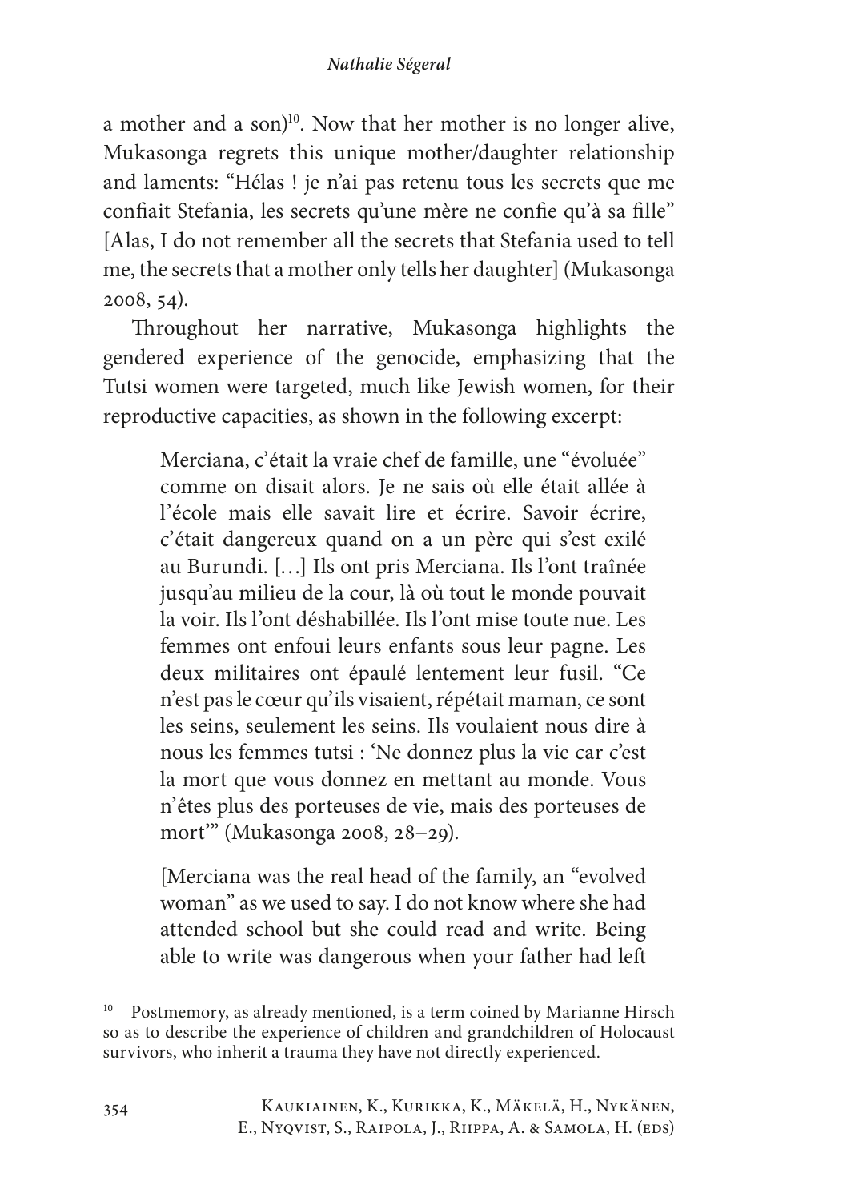a mother and a son)[10]. Now that her mother is no longer alive, Mukasonga regrets this unique mother/daughter relationship and laments: "Hélas ! je n'ai pas retenu tous les secrets que me confiait Stefania, les secrets qu'une mère ne confie qu'à sa fille" [Alas, I do not remember all the secrets that Stefania used to tell me, the secrets that a mother only tells her daughter] (Mukasonga 2008, 54).

Throughout her narrative, Mukasonga highlights the gendered experience of the genocide, emphasizing that the Tutsi women were targeted, much like Jewish women, for their reproductive capacities, as shown in the following excerpt:

> Merciana, c'était la vraie chef de famille, une "évoluée" comme on disait alors. Je ne sais où elle était allée à l'école mais elle savait lire et écrire. Savoir écrire, c'était dangereux quand on a un père qui s'est exilé au Burundi. […] Ils ont pris Merciana. Ils l'ont traînée jusqu'au milieu de la cour, là où tout le monde pouvait la voir. Ils l'ont déshabillée. Ils l'ont mise toute nue. Les femmes ont enfoui leurs enfants sous leur pagne. Les deux militaires ont épaulé lentement leur fusil. "Ce n'est pas le cœur qu'ils visaient, répétait maman, ce sont les seins, seulement les seins. Ils voulaient nous dire à nous les femmes tutsi : 'Ne donnez plus la vie car c'est la mort que vous donnez en mettant au monde. Vous n'êtes plus des porteuses de vie, mais des porteuses de mort'" (Mukasonga 2008, 28–29).
>
> [Merciana was the real head of the family, an "evolved woman" as we used to say. I do not know where she had attended school but she could read and write. Being able to write was dangerous when your father had left

[10] Postmemory, as already mentioned, is a term coined by Marianne Hirsch so as to describe the experience of children and grandchildren of Holocaust survivors, who inherit a trauma they have not directly experienced.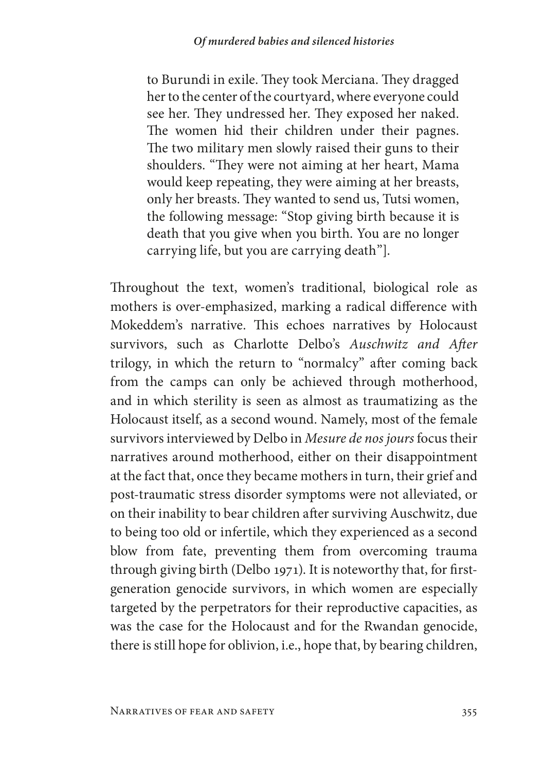> to Burundi in exile. They took Merciana. They dragged her to the center of the courtyard, where everyone could see her. They undressed her. They exposed her naked. The women hid their children under their pagnes. The two military men slowly raised their guns to their shoulders. "They were not aiming at her heart, Mama would keep repeating, they were aiming at her breasts, only her breasts. They wanted to send us, Tutsi women, the following message: "Stop giving birth because it is death that you give when you birth. You are no longer carrying life, but you are carrying death"].

Throughout the text, women's traditional, biological role as mothers is over-emphasized, marking a radical difference with Mokeddem's narrative. This echoes narratives by Holocaust survivors, such as Charlotte Delbo's *Auschwitz and After* trilogy, in which the return to "normalcy" after coming back from the camps can only be achieved through motherhood, and in which sterility is seen as almost as traumatizing as the Holocaust itself, as a second wound. Namely, most of the female survivors interviewed by Delbo in *Mesure de nos jours* focus their narratives around motherhood, either on their disappointment at the fact that, once they became mothers in turn, their grief and post-traumatic stress disorder symptoms were not alleviated, or on their inability to bear children after surviving Auschwitz, due to being too old or infertile, which they experienced as a second blow from fate, preventing them from overcoming trauma through giving birth (Delbo 1971). It is noteworthy that, for first-generation genocide survivors, in which women are especially targeted by the perpetrators for their reproductive capacities, as was the case for the Holocaust and for the Rwandan genocide, there is still hope for oblivion, i.e., hope that, by bearing children,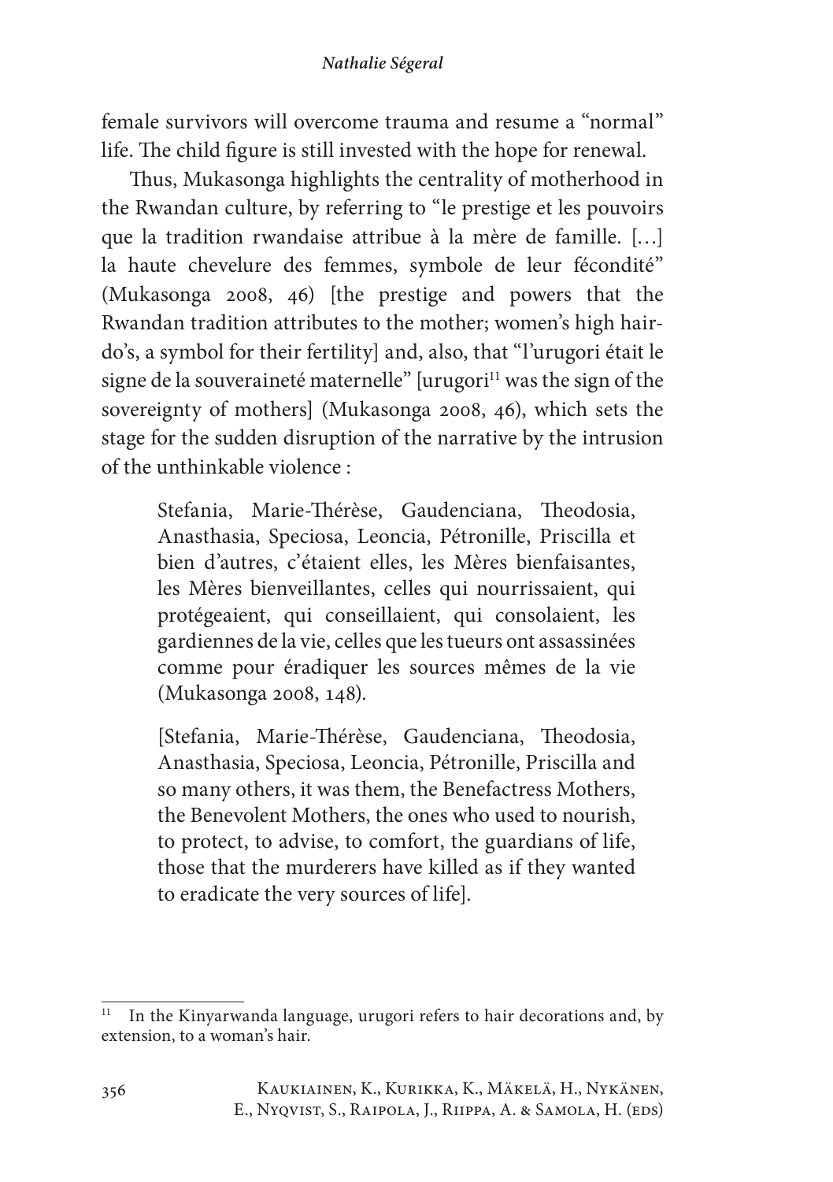female survivors will overcome trauma and resume a "normal" life. The child figure is still invested with the hope for renewal.

Thus, Mukasonga highlights the centrality of motherhood in the Rwandan culture, by referring to "le prestige et les pouvoirs que la tradition rwandaise attribue à la mère de famille. […] la haute chevelure des femmes, symbole de leur fécondité" (Mukasonga 2008, 46) [the prestige and powers that the Rwandan tradition attributes to the mother; women's high hair-do's, a symbol for their fertility] and, also, that "l'urugori était le signe de la souveraineté maternelle" [urugori[11] was the sign of the sovereignty of mothers] (Mukasonga 2008, 46), which sets the stage for the sudden disruption of the narrative by the intrusion of the unthinkable violence :

> Stefania, Marie-Thérèse, Gaudenciana, Theodosia, Anasthasia, Speciosa, Leoncia, Pétronille, Priscilla et bien d'autres, c'étaient elles, les Mères bienfaisantes, les Mères bienveillantes, celles qui nourrissaient, qui protégeaient, qui conseillaient, qui consolaient, les gardiennes de la vie, celles que les tueurs ont assassinées comme pour éradiquer les sources mêmes de la vie (Mukasonga 2008, 148).
>
> [Stefania, Marie-Thérèse, Gaudenciana, Theodosia, Anasthasia, Speciosa, Leoncia, Pétronille, Priscilla and so many others, it was them, the Benefactress Mothers, the Benevolent Mothers, the ones who used to nourish, to protect, to advise, to comfort, the guardians of life, those that the murderers have killed as if they wanted to eradicate the very sources of life].

---

[11] In the Kinyarwanda language, urugori refers to hair decorations and, by extension, to a woman's hair.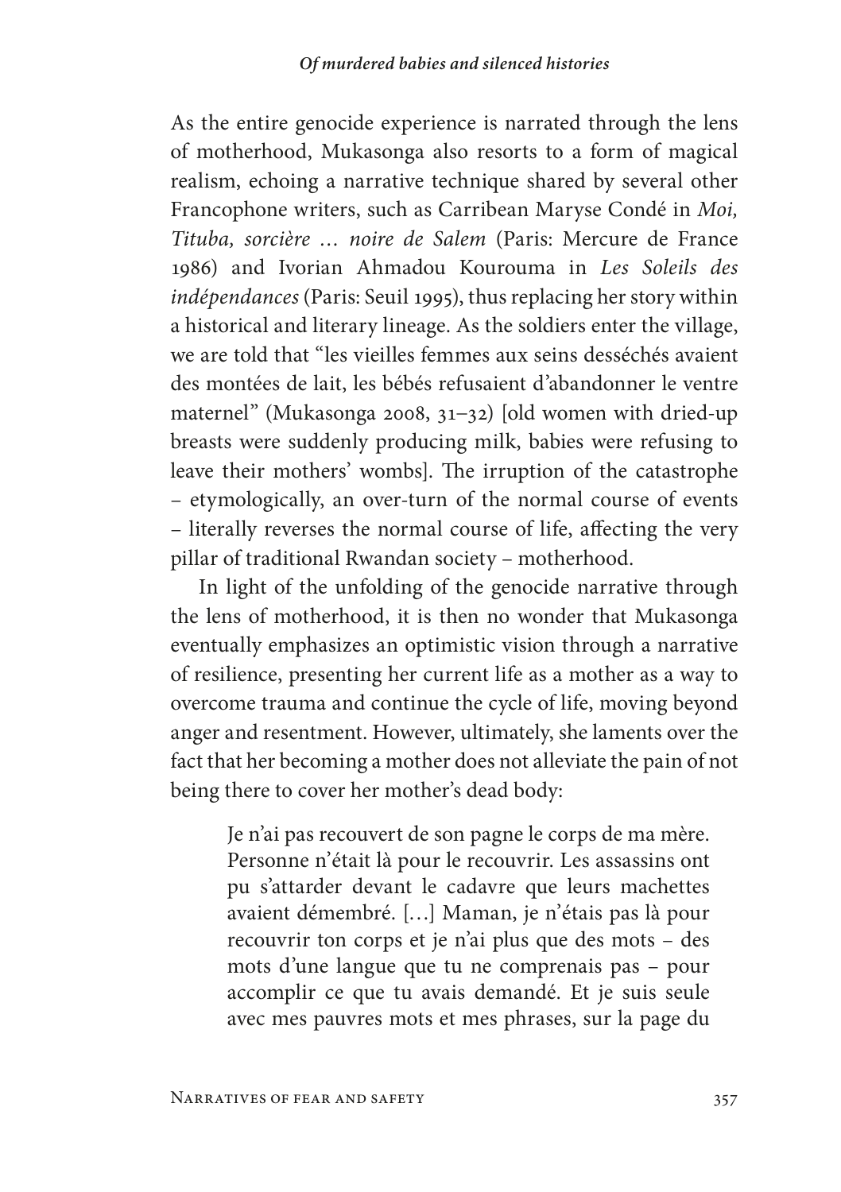As the entire genocide experience is narrated through the lens of motherhood, Mukasonga also resorts to a form of magical realism, echoing a narrative technique shared by several other Francophone writers, such as Carribean Maryse Condé in *Moi, Tituba, sorcière … noire de Salem* (Paris: Mercure de France 1986) and Ivorian Ahmadou Kourouma in *Les Soleils des indépendances* (Paris: Seuil 1995), thus replacing her story within a historical and literary lineage. As the soldiers enter the village, we are told that "les vieilles femmes aux seins desséchés avaient des montées de lait, les bébés refusaient d'abandonner le ventre maternel" (Mukasonga 2008, 31–32) [old women with dried-up breasts were suddenly producing milk, babies were refusing to leave their mothers' wombs]. The irruption of the catastrophe – etymologically, an over-turn of the normal course of events – literally reverses the normal course of life, affecting the very pillar of traditional Rwandan society – motherhood.

In light of the unfolding of the genocide narrative through the lens of motherhood, it is then no wonder that Mukasonga eventually emphasizes an optimistic vision through a narrative of resilience, presenting her current life as a mother as a way to overcome trauma and continue the cycle of life, moving beyond anger and resentment. However, ultimately, she laments over the fact that her becoming a mother does not alleviate the pain of not being there to cover her mother's dead body:

> Je n'ai pas recouvert de son pagne le corps de ma mère. Personne n'était là pour le recouvrir. Les assassins ont pu s'attarder devant le cadavre que leurs machettes avaient démembré. […] Maman, je n'étais pas là pour recouvrir ton corps et je n'ai plus que des mots – des mots d'une langue que tu ne comprenais pas – pour accomplir ce que tu avais demandé. Et je suis seule avec mes pauvres mots et mes phrases, sur la page du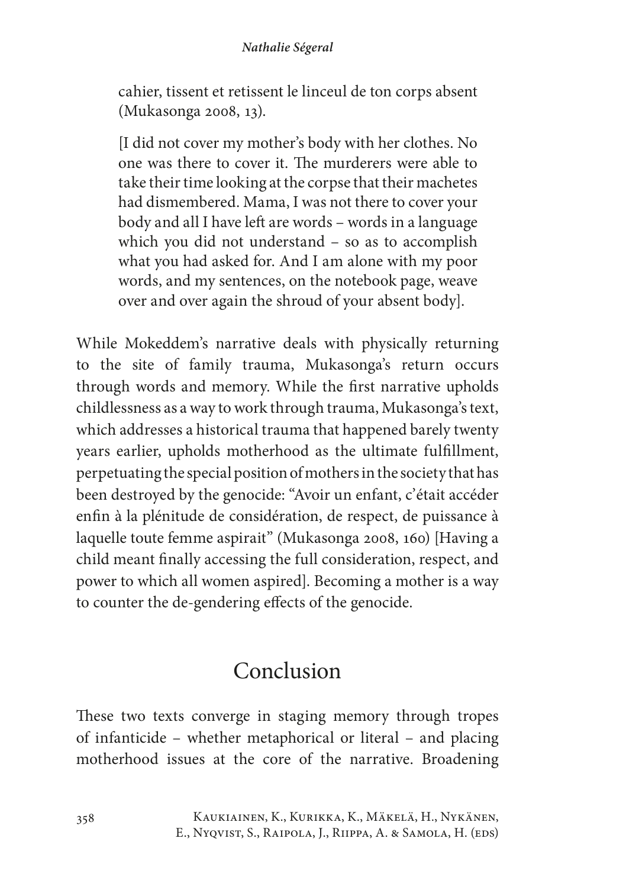> cahier, tissent et retissent le linceul de ton corps absent (Mukasonga 2008, 13).
>
> [I did not cover my mother's body with her clothes. No one was there to cover it. The murderers were able to take their time looking at the corpse that their machetes had dismembered. Mama, I was not there to cover your body and all I have left are words – words in a language which you did not understand – so as to accomplish what you had asked for. And I am alone with my poor words, and my sentences, on the notebook page, weave over and over again the shroud of your absent body].

While Mokeddem's narrative deals with physically returning to the site of family trauma, Mukasonga's return occurs through words and memory. While the first narrative upholds childlessness as a way to work through trauma, Mukasonga's text, which addresses a historical trauma that happened barely twenty years earlier, upholds motherhood as the ultimate fulfillment, perpetuating the special position of mothers in the society that has been destroyed by the genocide: "Avoir un enfant, c'était accéder enfin à la plénitude de considération, de respect, de puissance à laquelle toute femme aspirait" (Mukasonga 2008, 160) [Having a child meant finally accessing the full consideration, respect, and power to which all women aspired]. Becoming a mother is a way to counter the de-gendering effects of the genocide.

## Conclusion

These two texts converge in staging memory through tropes of infanticide – whether metaphorical or literal – and placing motherhood issues at the core of the narrative. Broadening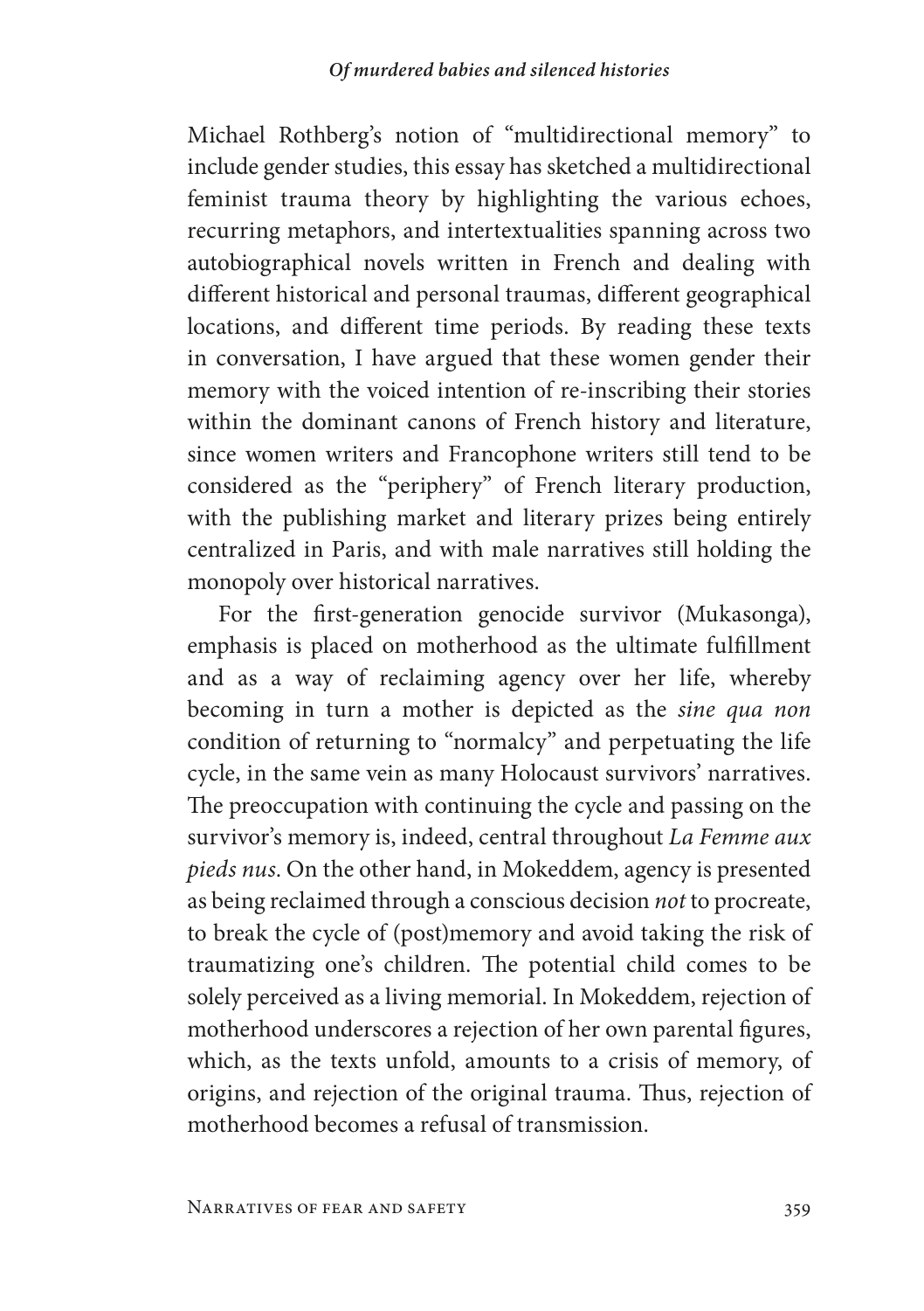Michael Rothberg's notion of "multidirectional memory" to include gender studies, this essay has sketched a multidirectional feminist trauma theory by highlighting the various echoes, recurring metaphors, and intertextualities spanning across two autobiographical novels written in French and dealing with different historical and personal traumas, different geographical locations, and different time periods. By reading these texts in conversation, I have argued that these women gender their memory with the voiced intention of re-inscribing their stories within the dominant canons of French history and literature, since women writers and Francophone writers still tend to be considered as the "periphery" of French literary production, with the publishing market and literary prizes being entirely centralized in Paris, and with male narratives still holding the monopoly over historical narratives.

For the first-generation genocide survivor (Mukasonga), emphasis is placed on motherhood as the ultimate fulfillment and as a way of reclaiming agency over her life, whereby becoming in turn a mother is depicted as the *sine qua non* condition of returning to "normalcy" and perpetuating the life cycle, in the same vein as many Holocaust survivors' narratives. The preoccupation with continuing the cycle and passing on the survivor's memory is, indeed, central throughout *La Femme aux pieds nus*. On the other hand, in Mokeddem, agency is presented as being reclaimed through a conscious decision *not* to procreate, to break the cycle of (post)memory and avoid taking the risk of traumatizing one's children. The potential child comes to be solely perceived as a living memorial. In Mokeddem, rejection of motherhood underscores a rejection of her own parental figures, which, as the texts unfold, amounts to a crisis of memory, of origins, and rejection of the original trauma. Thus, rejection of motherhood becomes a refusal of transmission.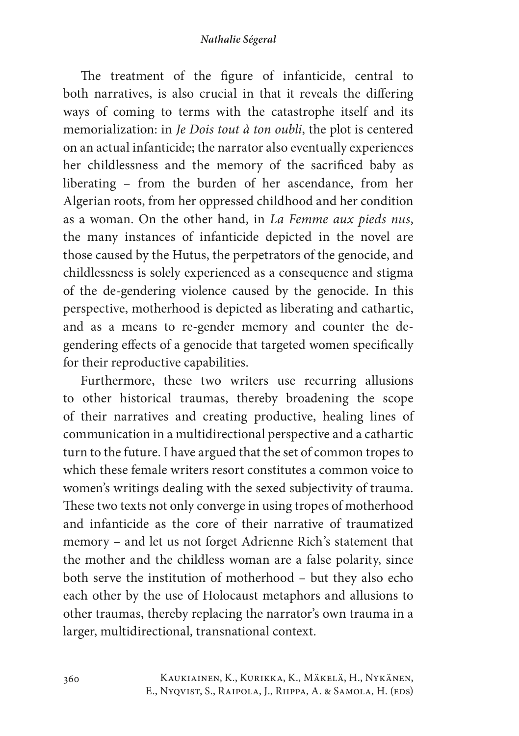The treatment of the figure of infanticide, central to both narratives, is also crucial in that it reveals the differing ways of coming to terms with the catastrophe itself and its memorialization: in *Je Dois tout à ton oubli*, the plot is centered on an actual infanticide; the narrator also eventually experiences her childlessness and the memory of the sacrificed baby as liberating – from the burden of her ascendance, from her Algerian roots, from her oppressed childhood and her condition as a woman. On the other hand, in *La Femme aux pieds nus*, the many instances of infanticide depicted in the novel are those caused by the Hutus, the perpetrators of the genocide, and childlessness is solely experienced as a consequence and stigma of the de-gendering violence caused by the genocide. In this perspective, motherhood is depicted as liberating and cathartic, and as a means to re-gender memory and counter the de-gendering effects of a genocide that targeted women specifically for their reproductive capabilities.

Furthermore, these two writers use recurring allusions to other historical traumas, thereby broadening the scope of their narratives and creating productive, healing lines of communication in a multidirectional perspective and a cathartic turn to the future. I have argued that the set of common tropes to which these female writers resort constitutes a common voice to women's writings dealing with the sexed subjectivity of trauma. These two texts not only converge in using tropes of motherhood and infanticide as the core of their narrative of traumatized memory – and let us not forget Adrienne Rich's statement that the mother and the childless woman are a false polarity, since both serve the institution of motherhood – but they also echo each other by the use of Holocaust metaphors and allusions to other traumas, thereby replacing the narrator's own trauma in a larger, multidirectional, transnational context.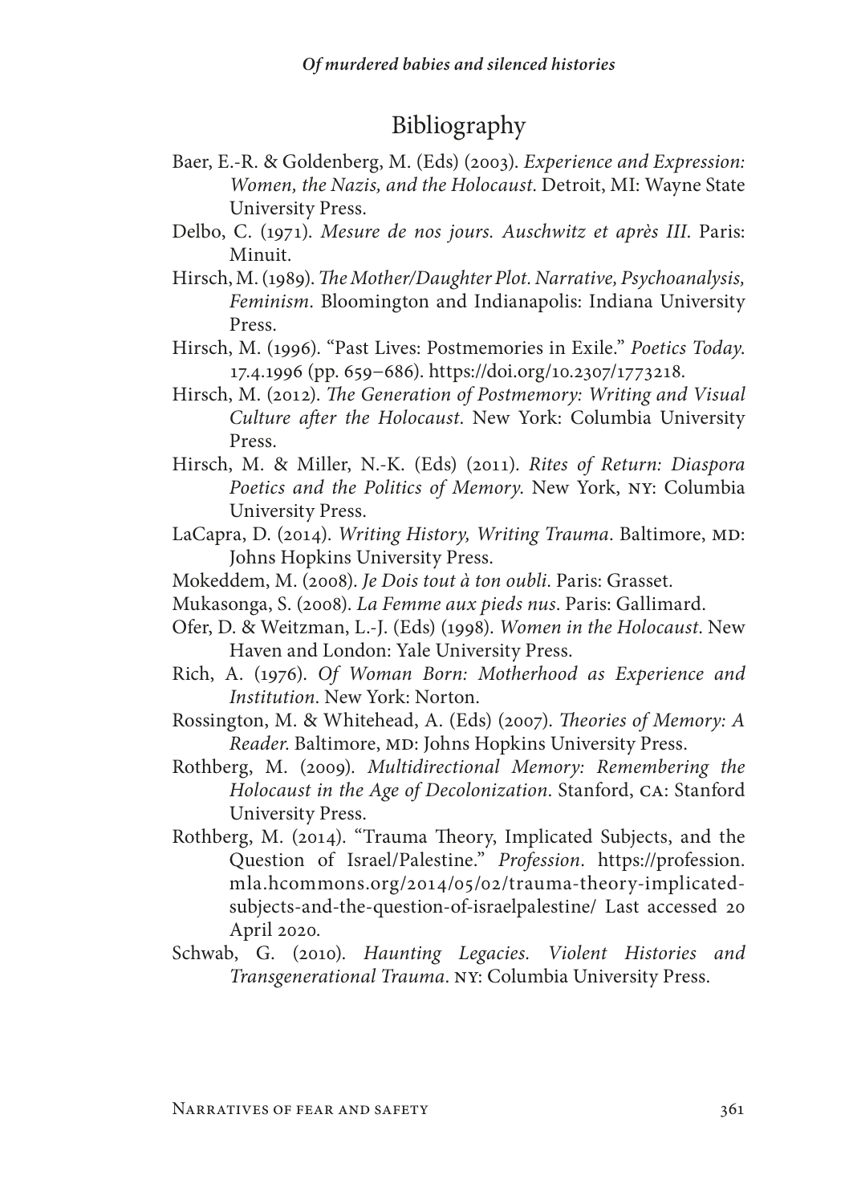## Bibliography

Baer, E.-R. & Goldenberg, M. (Eds) (2003). *Experience and Expression: Women, the Nazis, and the Holocaust*. Detroit, MI: Wayne State University Press.

Delbo, C. (1971). *Mesure de nos jours. Auschwitz et après III*. Paris: Minuit.

Hirsch, M. (1989). *The Mother/Daughter Plot. Narrative, Psychoanalysis, Feminism*. Bloomington and Indianapolis: Indiana University Press.

Hirsch, M. (1996). "Past Lives: Postmemories in Exile." *Poetics Today*. 17.4.1996 (pp. 659–686). https://doi.org/10.2307/1773218.

Hirsch, M. (2012). *The Generation of Postmemory: Writing and Visual Culture after the Holocaust*. New York: Columbia University Press.

Hirsch, M. & Miller, N.-K. (Eds) (2011). *Rites of Return: Diaspora Poetics and the Politics of Memory*. New York, NY: Columbia University Press.

LaCapra, D. (2014). *Writing History, Writing Trauma*. Baltimore, MD: Johns Hopkins University Press.

Mokeddem, M. (2008). *Je Dois tout à ton oubli*. Paris: Grasset.

Mukasonga, S. (2008). *La Femme aux pieds nus*. Paris: Gallimard.

Ofer, D. & Weitzman, L.-J. (Eds) (1998). *Women in the Holocaust*. New Haven and London: Yale University Press.

Rich, A. (1976). *Of Woman Born: Motherhood as Experience and Institution*. New York: Norton.

Rossington, M. & Whitehead, A. (Eds) (2007). *Theories of Memory: A Reader*. Baltimore, MD: Johns Hopkins University Press.

Rothberg, M. (2009). *Multidirectional Memory: Remembering the Holocaust in the Age of Decolonization*. Stanford, CA: Stanford University Press.

Rothberg, M. (2014). "Trauma Theory, Implicated Subjects, and the Question of Israel/Palestine." *Profession*. https://profession.mla.hcommons.org/2014/05/02/trauma-theory-implicated-subjects-and-the-question-of-israelpalestine/ Last accessed 20 April 2020.

Schwab, G. (2010). *Haunting Legacies. Violent Histories and Transgenerational Trauma*. NY: Columbia University Press.